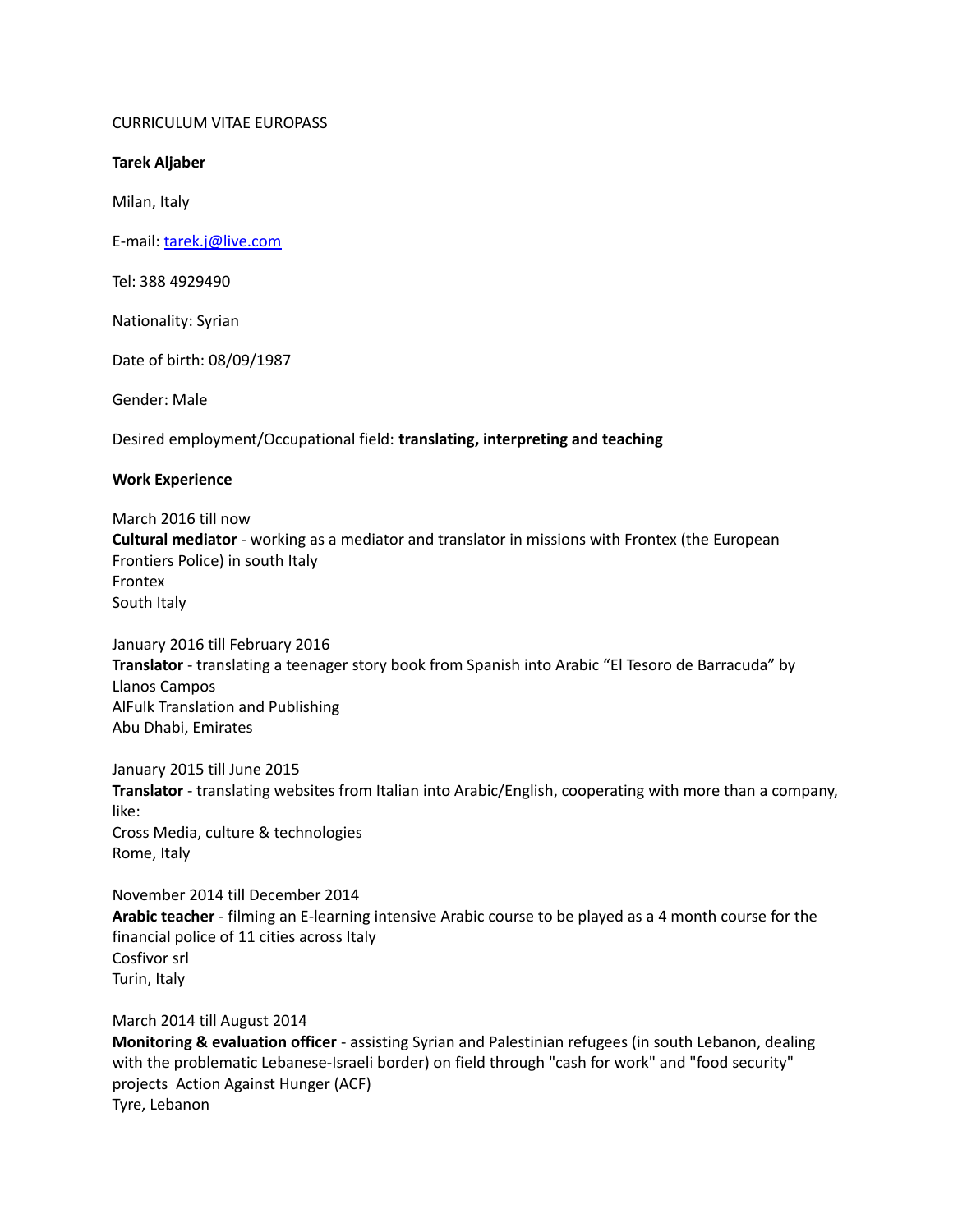CURRICULUM VITAE EUROPASS

**Tarek Aljaber**

Milan, Italy

E-mail: [tarek.j@live.com](mailto:tarek.j@live.com)

Tel: 388 4929490

Nationality: Syrian

Date of birth: 08/09/1987

Gender: Male

Desired employment/Occupational field: **translating, interpreting and teaching**

**Work Experience**

March 2016 till now
**Cultural mediator** - working as a mediator and translator in missions with Frontex (the European Frontiers Police) in south Italy
Frontex
South Italy

January 2016 till February 2016
**Translator** - translating a teenager story book from Spanish into Arabic "El Tesoro de Barracuda" by Llanos Campos
AlFulk Translation and Publishing
Abu Dhabi, Emirates

January 2015 till June 2015
**Translator** - translating websites from Italian into Arabic/English, cooperating with more than a company, like:
Cross Media, culture & technologies
Rome, Italy

November 2014 till December 2014
**Arabic teacher** - filming an E-learning intensive Arabic course to be played as a 4 month course for the financial police of 11 cities across Italy
Cosfivor srl
Turin, Italy

March 2014 till August 2014
**Monitoring & evaluation officer** - assisting Syrian and Palestinian refugees (in south Lebanon, dealing with the problematic Lebanese-Israeli border) on field through "cash for work" and "food security" projects Action Against Hunger (ACF)
Tyre, Lebanon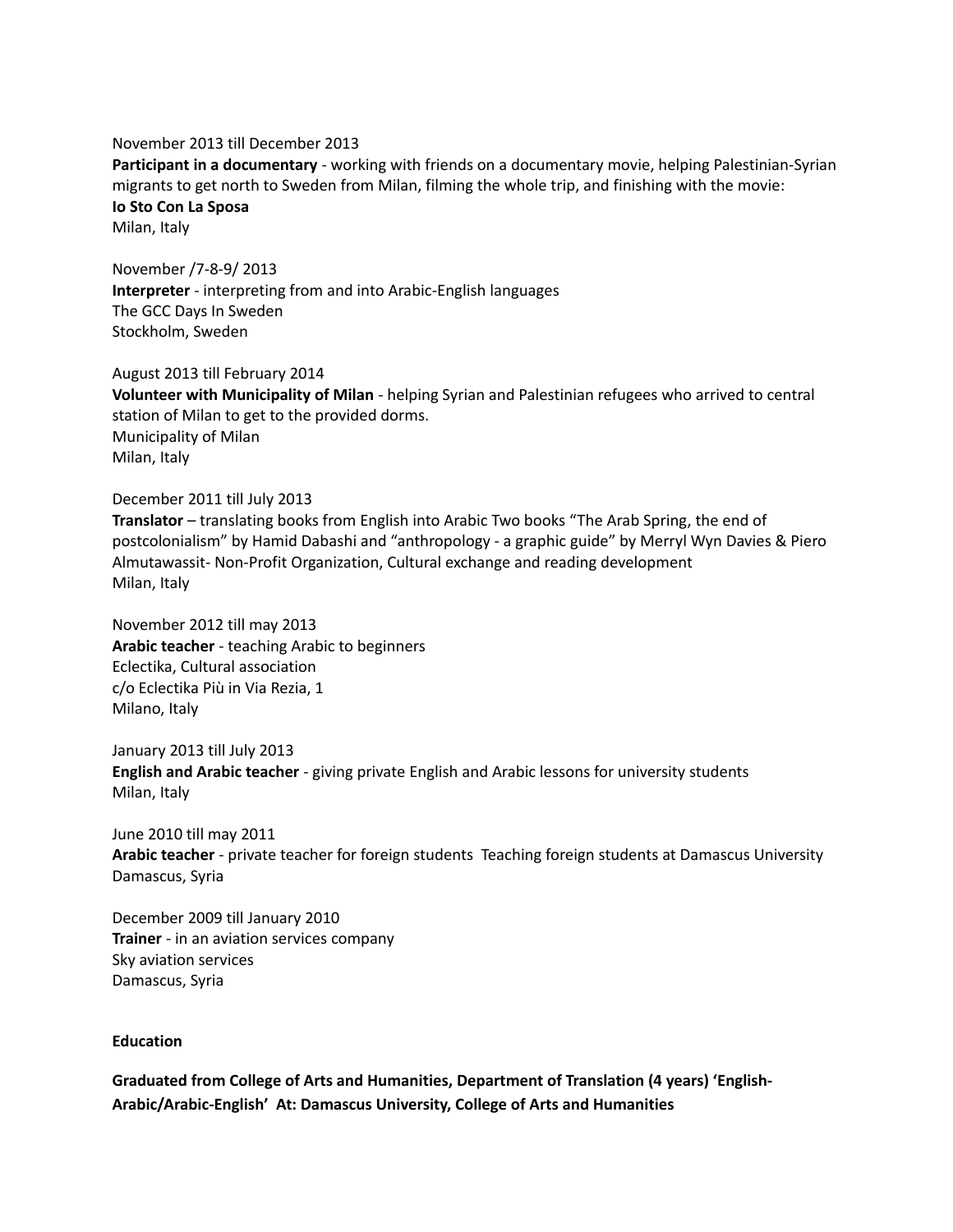November 2013 till December 2013
**Participant in a documentary** - working with friends on a documentary movie, helping Palestinian-Syrian migrants to get north to Sweden from Milan, filming the whole trip, and finishing with the movie:
**Io Sto Con La Sposa**
Milan, Italy

November /7-8-9/ 2013
**Interpreter** - interpreting from and into Arabic-English languages
The GCC Days In Sweden
Stockholm, Sweden

August 2013 till February 2014
**Volunteer with Municipality of Milan** - helping Syrian and Palestinian refugees who arrived to central station of Milan to get to the provided dorms.
Municipality of Milan
Milan, Italy

December 2011 till July 2013
**Translator** – translating books from English into Arabic Two books "The Arab Spring, the end of postcolonialism" by Hamid Dabashi and "anthropology - a graphic guide" by Merryl Wyn Davies & Piero
Almutawassit- Non-Profit Organization, Cultural exchange and reading development
Milan, Italy

November 2012 till may 2013
**Arabic teacher** - teaching Arabic to beginners
Eclectika, Cultural association
c/o Eclectika Più in Via Rezia, 1
Milano, Italy

January 2013 till July 2013
**English and Arabic teacher** - giving private English and Arabic lessons for university students
Milan, Italy

June 2010 till may 2011
**Arabic teacher** - private teacher for foreign students Teaching foreign students at Damascus University
Damascus, Syria

December 2009 till January 2010
**Trainer** - in an aviation services company
Sky aviation services
Damascus, Syria

## Education

**Graduated from College of Arts and Humanities, Department of Translation (4 years) 'English-Arabic/Arabic-English' At: Damascus University, College of Arts and Humanities**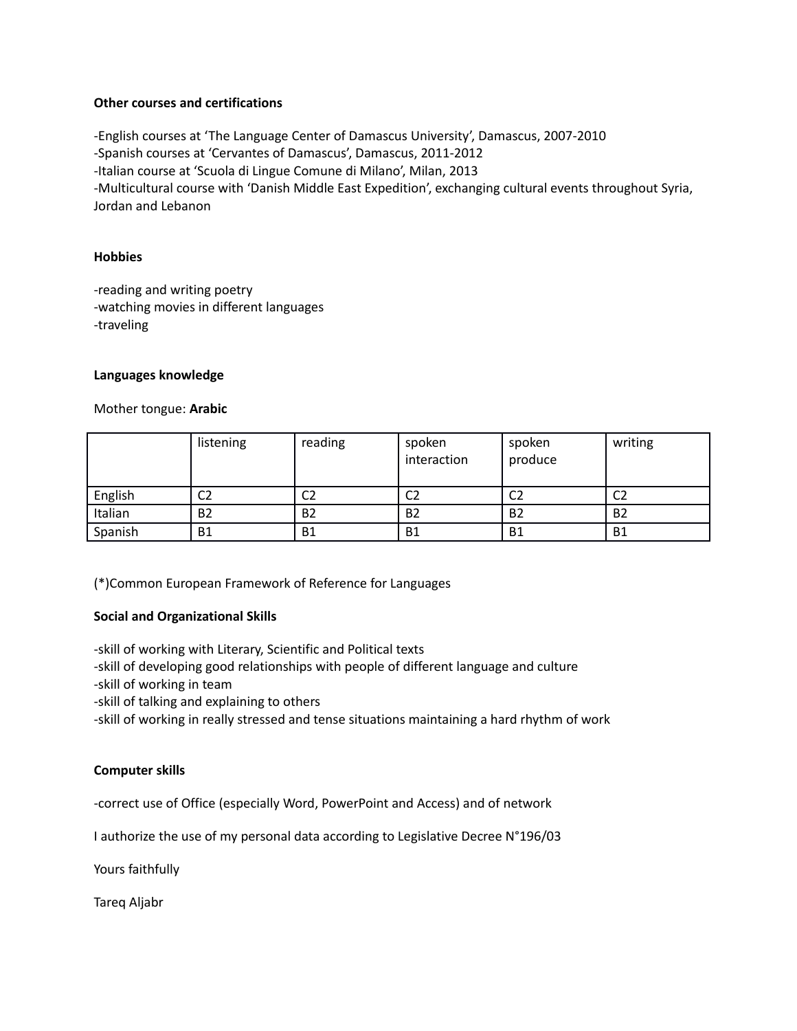**Other courses and certifications**

-English courses at 'The Language Center of Damascus University', Damascus, 2007-2010
-Spanish courses at 'Cervantes of Damascus', Damascus, 2011-2012
-Italian course at 'Scuola di Lingue Comune di Milano', Milan, 2013
-Multicultural course with 'Danish Middle East Expedition', exchanging cultural events throughout Syria, Jordan and Lebanon

**Hobbies**

-reading and writing poetry
-watching movies in different languages
-traveling

**Languages knowledge**

Mother tongue: **Arabic**

| | listening | reading | spoken interaction | spoken produce | writing |
|---|---|---|---|---|---|
| English | C2 | C2 | C2 | C2 | C2 |
| Italian | B2 | B2 | B2 | B2 | B2 |
| Spanish | B1 | B1 | B1 | B1 | B1 |

(*)Common European Framework of Reference for Languages

**Social and Organizational Skills**

-skill of working with Literary, Scientific and Political texts
-skill of developing good relationships with people of different language and culture
-skill of working in team
-skill of talking and explaining to others
-skill of working in really stressed and tense situations maintaining a hard rhythm of work

**Computer skills**

-correct use of Office (especially Word, PowerPoint and Access) and of network

I authorize the use of my personal data according to Legislative Decree N°196/03

Yours faithfully

Tareq Aljabr